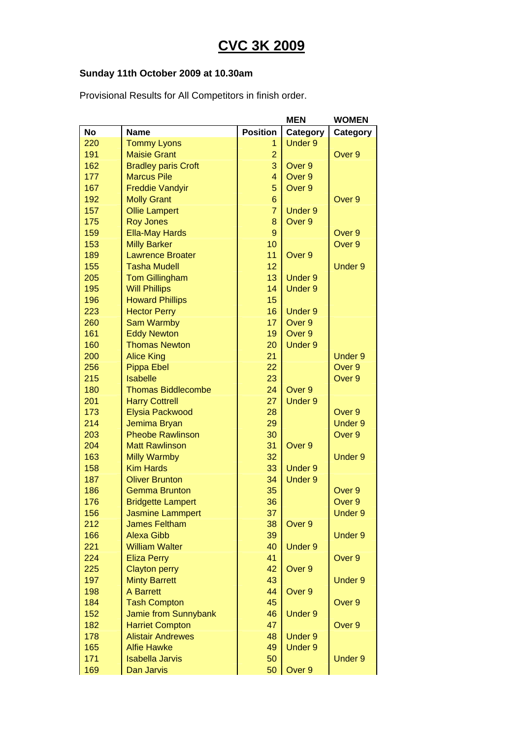# CVC 3K 2009

**Sunday 11th October 2009 at 10.30am**

Provisional Results for All Competitors in finish order.

| | | | **MEN** | **WOMEN** |
|---|---|---|---|---|
| **No** | **Name** | **Position** | **Category** | **Category** |
| 220 | Tommy Lyons | 1 | Under 9 | |
| 191 | Maisie Grant | 2 | | Over 9 |
| 162 | Bradley paris Croft | 3 | Over 9 | |
| 177 | Marcus Pile | 4 | Over 9 | |
| 167 | Freddie Vandyir | 5 | Over 9 | |
| 192 | Molly Grant | 6 | | Over 9 |
| 157 | Ollie Lampert | 7 | Under 9 | |
| 175 | Roy Jones | 8 | Over 9 | |
| 159 | Ella-May Hards | 9 | | Over 9 |
| 153 | Milly Barker | 10 | | Over 9 |
| 189 | Lawrence Broater | 11 | Over 9 | |
| 155 | Tasha Mudell | 12 | | Under 9 |
| 205 | Tom Gillingham | 13 | Under 9 | |
| 195 | Will Phillips | 14 | Under 9 | |
| 196 | Howard Phillips | 15 | | |
| 223 | Hector Perry | 16 | Under 9 | |
| 260 | Sam Warmby | 17 | Over 9 | |
| 161 | Eddy Newton | 19 | Over 9 | |
| 160 | Thomas Newton | 20 | Under 9 | |
| 200 | Alice King | 21 | | Under 9 |
| 256 | Pippa Ebel | 22 | | Over 9 |
| 215 | Isabelle | 23 | | Over 9 |
| 180 | Thomas Biddlecombe | 24 | Over 9 | |
| 201 | Harry Cottrell | 27 | Under 9 | |
| 173 | Elysia Packwood | 28 | | Over 9 |
| 214 | Jemima Bryan | 29 | | Under 9 |
| 203 | Pheobe Rawlinson | 30 | | Over 9 |
| 204 | Matt Rawlinson | 31 | Over 9 | |
| 163 | Milly Warmby | 32 | | Under 9 |
| 158 | Kim Hards | 33 | Under 9 | |
| 187 | Oliver Brunton | 34 | Under 9 | |
| 186 | Gemma Brunton | 35 | | Over 9 |
| 176 | Bridgette Lampert | 36 | | Over 9 |
| 156 | Jasmine Lammpert | 37 | | Under 9 |
| 212 | James Feltham | 38 | Over 9 | |
| 166 | Alexa Gibb | 39 | | Under 9 |
| 221 | William Walter | 40 | Under 9 | |
| 224 | Eliza Perry | 41 | | Over 9 |
| 225 | Clayton perry | 42 | Over 9 | |
| 197 | Minty Barrett | 43 | | Under 9 |
| 198 | A Barrett | 44 | Over 9 | |
| 184 | Tash Compton | 45 | | Over 9 |
| 152 | Jamie from Sunnybank | 46 | Under 9 | |
| 182 | Harriet Compton | 47 | | Over 9 |
| 178 | Alistair Andrewes | 48 | Under 9 | |
| 165 | Alfie Hawke | 49 | Under 9 | |
| 171 | Isabella Jarvis | 50 | | Under 9 |
| 169 | Dan Jarvis | 50 | Over 9 | |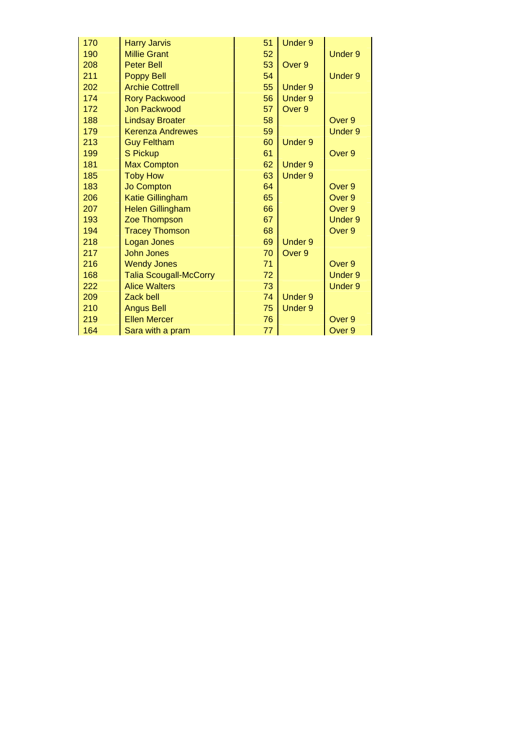| | | | | |
|---|---|---|---|---|
| 170 | Harry Jarvis | 51 | Under 9 | |
| 190 | Millie Grant | 52 | | Under 9 |
| 208 | Peter Bell | 53 | Over 9 | |
| 211 | Poppy Bell | 54 | | Under 9 |
| 202 | Archie Cottrell | 55 | Under 9 | |
| 174 | Rory Packwood | 56 | Under 9 | |
| 172 | Jon Packwood | 57 | Over 9 | |
| 188 | Lindsay Broater | 58 | | Over 9 |
| 179 | Kerenza Andrewes | 59 | | Under 9 |
| 213 | Guy Feltham | 60 | Under 9 | |
| 199 | S Pickup | 61 | | Over 9 |
| 181 | Max Compton | 62 | Under 9 | |
| 185 | Toby How | 63 | Under 9 | |
| 183 | Jo Compton | 64 | | Over 9 |
| 206 | Katie Gillingham | 65 | | Over 9 |
| 207 | Helen Gillingham | 66 | | Over 9 |
| 193 | Zoe Thompson | 67 | | Under 9 |
| 194 | Tracey Thomson | 68 | | Over 9 |
| 218 | Logan Jones | 69 | Under 9 | |
| 217 | John Jones | 70 | Over 9 | |
| 216 | Wendy Jones | 71 | | Over 9 |
| 168 | Talia Scougall-McCorry | 72 | | Under 9 |
| 222 | Alice Walters | 73 | | Under 9 |
| 209 | Zack bell | 74 | Under 9 | |
| 210 | Angus Bell | 75 | Under 9 | |
| 219 | Ellen Mercer | 76 | | Over 9 |
| 164 | Sara with a pram | 77 | | Over 9 |